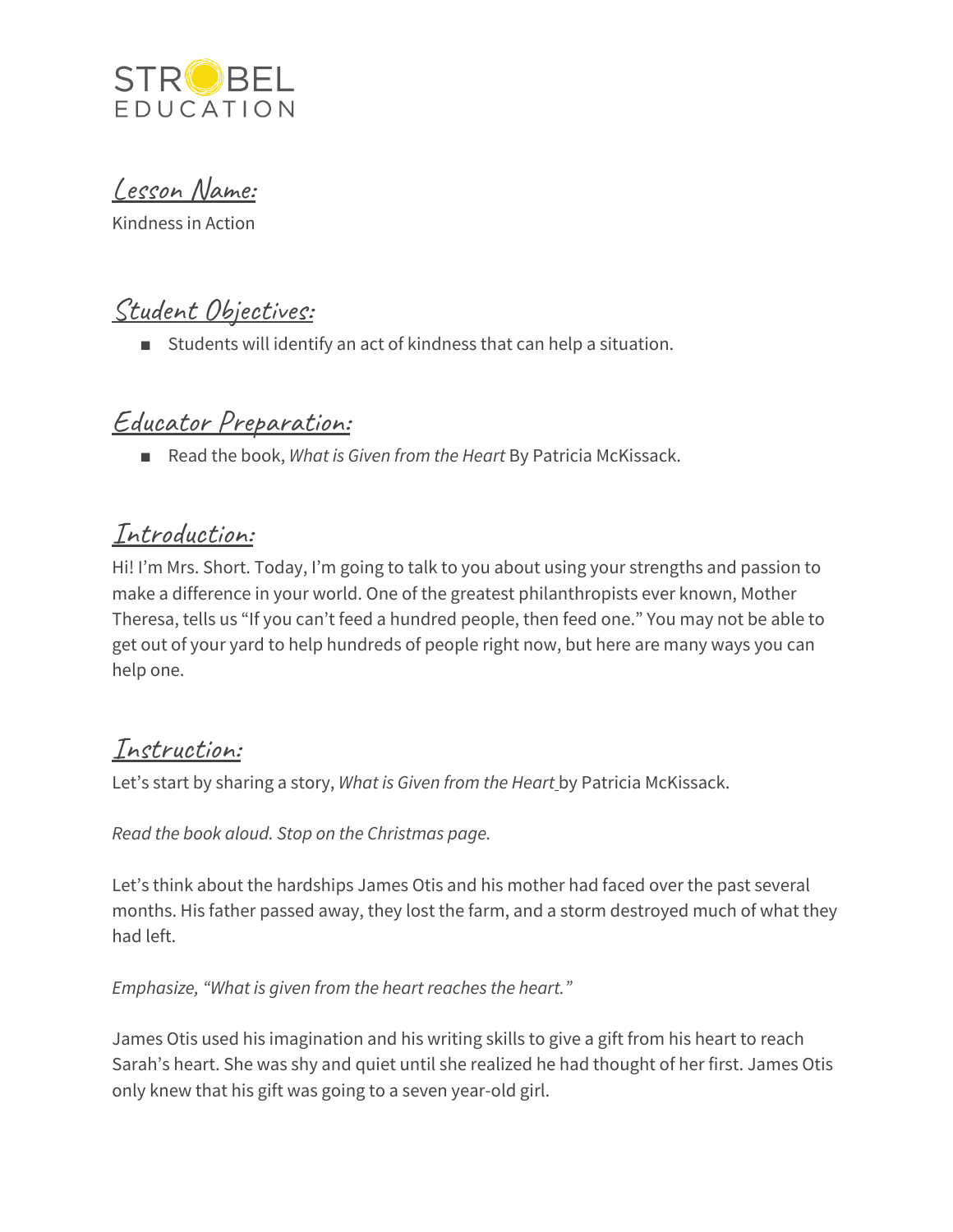STROBEL EDUCATION

## Lesson Name:

Kindness in Action

## Student Objectives:

- Students will identify an act of kindness that can help a situation.

## Educator Preparation:

- Read the book, *What is Given from the Heart* By Patricia McKissack.

## Introduction:

Hi! I'm Mrs. Short. Today, I'm going to talk to you about using your strengths and passion to make a difference in your world. One of the greatest philanthropists ever known, Mother Theresa, tells us "If you can't feed a hundred people, then feed one." You may not be able to get out of your yard to help hundreds of people right now, but here are many ways you can help one.

## Instruction:

Let's start by sharing a story, *What is Given from the Heart* by Patricia McKissack.

*Read the book aloud. Stop on the Christmas page.*

Let's think about the hardships James Otis and his mother had faced over the past several months. His father passed away, they lost the farm, and a storm destroyed much of what they had left.

*Emphasize, "What is given from the heart reaches the heart."*

James Otis used his imagination and his writing skills to give a gift from his heart to reach Sarah's heart. She was shy and quiet until she realized he had thought of her first. James Otis only knew that his gift was going to a seven year-old girl.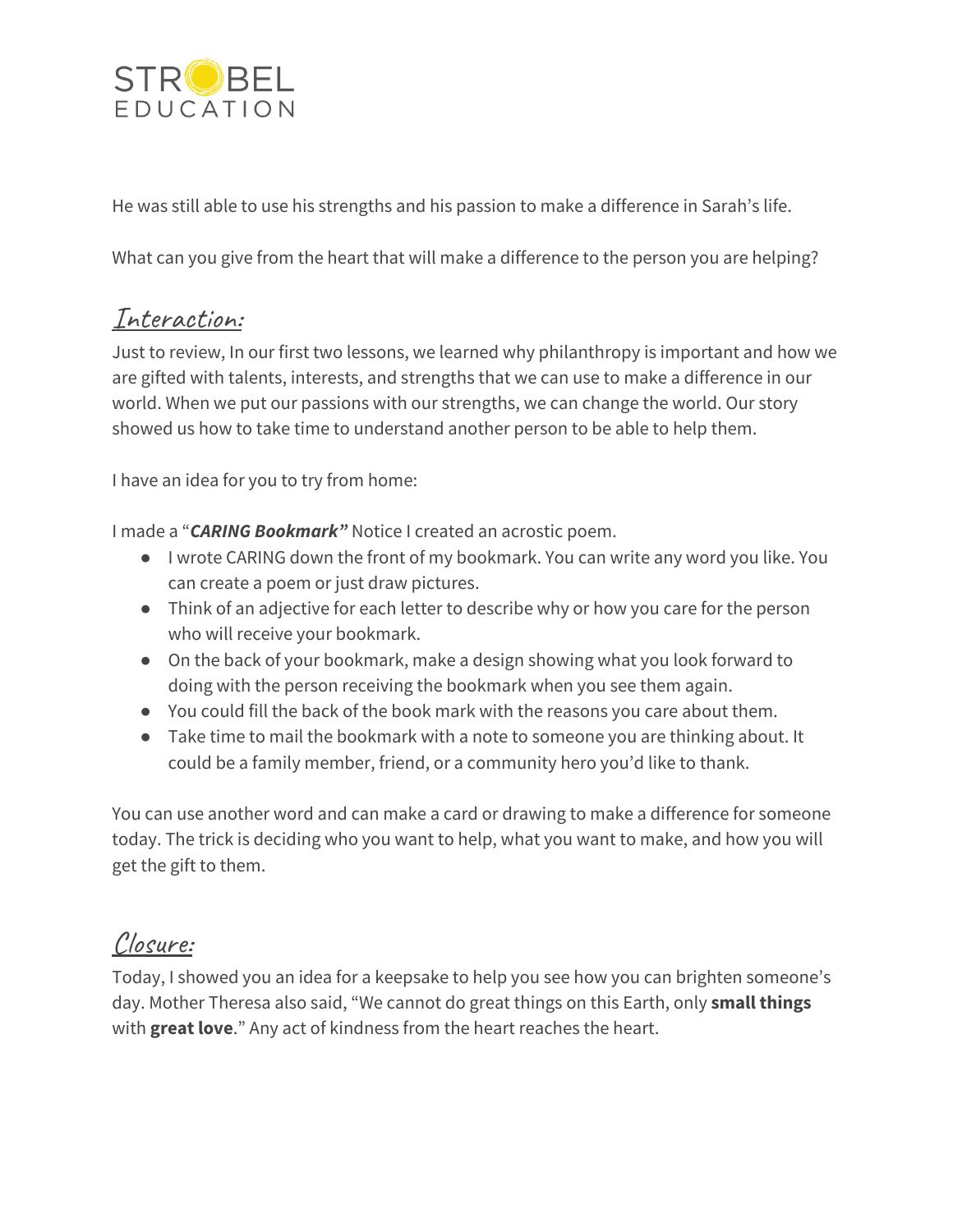He was still able to use his strengths and his passion to make a difference in Sarah's life.

What can you give from the heart that will make a difference to the person you are helping?

## Interaction:

Just to review, In our first two lessons, we learned why philanthropy is important and how we are gifted with talents, interests, and strengths that we can use to make a difference in our world. When we put our passions with our strengths, we can change the world. Our story showed us how to take time to understand another person to be able to help them.

I have an idea for you to try from home:

I made a "***CARING Bookmark"*** Notice I created an acrostic poem.

- I wrote CARING down the front of my bookmark. You can write any word you like. You can create a poem or just draw pictures.
- Think of an adjective for each letter to describe why or how you care for the person who will receive your bookmark.
- On the back of your bookmark, make a design showing what you look forward to doing with the person receiving the bookmark when you see them again.
- You could fill the back of the book mark with the reasons you care about them.
- Take time to mail the bookmark with a note to someone you are thinking about. It could be a family member, friend, or a community hero you'd like to thank.

You can use another word and can make a card or drawing to make a difference for someone today. The trick is deciding who you want to help, what you want to make, and how you will get the gift to them.

## Closure:

Today, I showed you an idea for a keepsake to help you see how you can brighten someone's day. Mother Theresa also said, "We cannot do great things on this Earth, only **small things** with **great love**." Any act of kindness from the heart reaches the heart.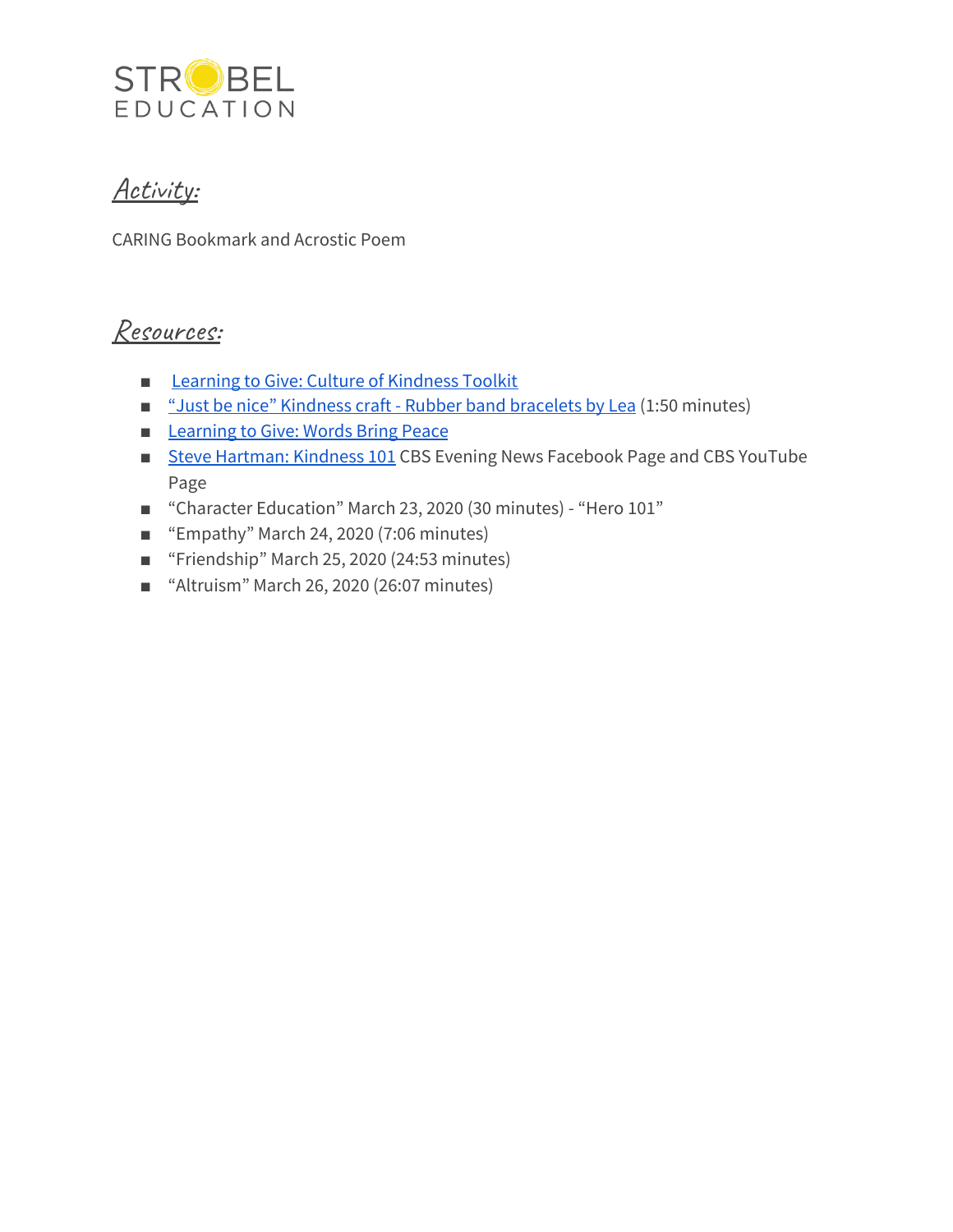STROBEL EDUCATION

## Activity:

CARING Bookmark and Acrostic Poem

## Resources:

- Learning to Give: Culture of Kindness Toolkit
- "Just be nice" Kindness craft - Rubber band bracelets by Lea (1:50 minutes)
- Learning to Give: Words Bring Peace
- Steve Hartman: Kindness 101 CBS Evening News Facebook Page and CBS YouTube Page
- "Character Education" March 23, 2020 (30 minutes) - "Hero 101"
- "Empathy" March 24, 2020 (7:06 minutes)
- "Friendship" March 25, 2020 (24:53 minutes)
- "Altruism" March 26, 2020 (26:07 minutes)